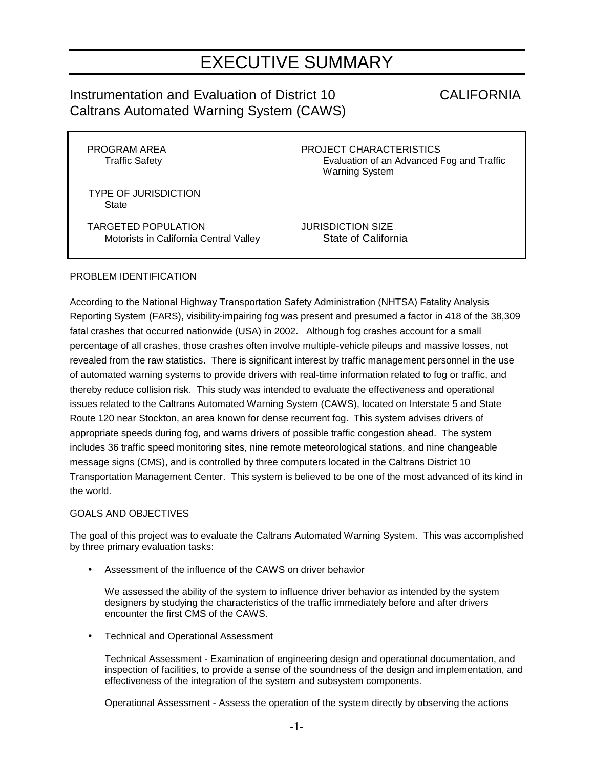# EXECUTIVE SUMMARY

## Instrumentation and Evaluation of District 10 Caltrans Automated Warning System (CAWS)

CALIFORNIA

| | |
|---|---|
| PROGRAM AREA<br>Traffic Safety | PROJECT CHARACTERISTICS<br>Evaluation of an Advanced Fog and Traffic Warning System |
| TYPE OF JURISDICTION<br>State | |
| TARGETED POPULATION<br>Motorists in California Central Valley | JURISDICTION SIZE<br>State of California |

### PROBLEM IDENTIFICATION

According to the National Highway Transportation Safety Administration (NHTSA) Fatality Analysis Reporting System (FARS), visibility-impairing fog was present and presumed a factor in 418 of the 38,309 fatal crashes that occurred nationwide (USA) in 2002. Although fog crashes account for a small percentage of all crashes, those crashes often involve multiple-vehicle pileups and massive losses, not revealed from the raw statistics. There is significant interest by traffic management personnel in the use of automated warning systems to provide drivers with real-time information related to fog or traffic, and thereby reduce collision risk. This study was intended to evaluate the effectiveness and operational issues related to the Caltrans Automated Warning System (CAWS), located on Interstate 5 and State Route 120 near Stockton, an area known for dense recurrent fog. This system advises drivers of appropriate speeds during fog, and warns drivers of possible traffic congestion ahead. The system includes 36 traffic speed monitoring sites, nine remote meteorological stations, and nine changeable message signs (CMS), and is controlled by three computers located in the Caltrans District 10 Transportation Management Center. This system is believed to be one of the most advanced of its kind in the world.

### GOALS AND OBJECTIVES

The goal of this project was to evaluate the Caltrans Automated Warning System. This was accomplished by three primary evaluation tasks:

- Assessment of the influence of the CAWS on driver behavior

  We assessed the ability of the system to influence driver behavior as intended by the system designers by studying the characteristics of the traffic immediately before and after drivers encounter the first CMS of the CAWS.

- Technical and Operational Assessment

  Technical Assessment - Examination of engineering design and operational documentation, and inspection of facilities, to provide a sense of the soundness of the design and implementation, and effectiveness of the integration of the system and subsystem components.

  Operational Assessment - Assess the operation of the system directly by observing the actions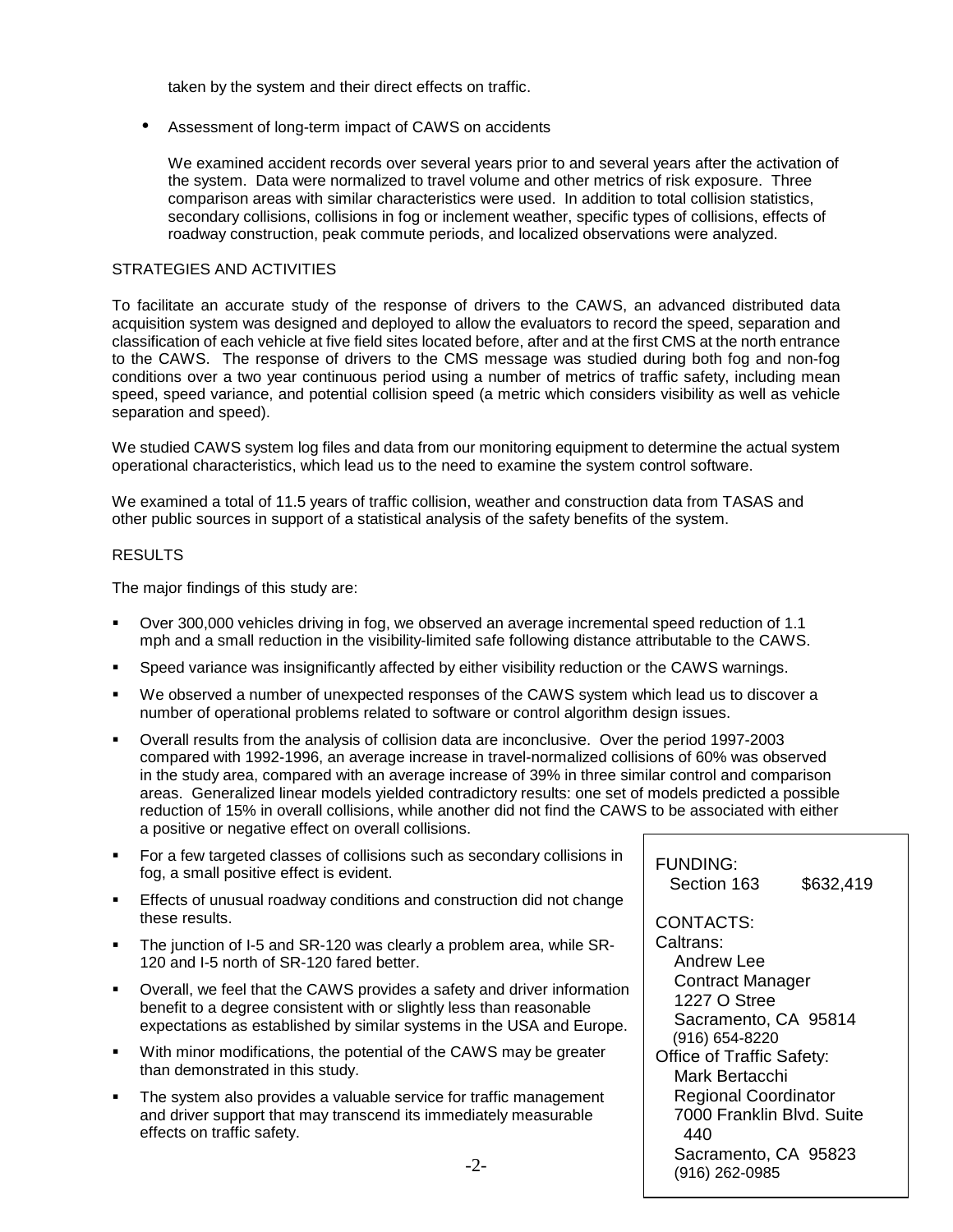taken by the system and their direct effects on traffic.

- Assessment of long-term impact of CAWS on accidents

  We examined accident records over several years prior to and several years after the activation of the system. Data were normalized to travel volume and other metrics of risk exposure. Three comparison areas with similar characteristics were used. In addition to total collision statistics, secondary collisions, collisions in fog or inclement weather, specific types of collisions, effects of roadway construction, peak commute periods, and localized observations were analyzed.

STRATEGIES AND ACTIVITIES

To facilitate an accurate study of the response of drivers to the CAWS, an advanced distributed data acquisition system was designed and deployed to allow the evaluators to record the speed, separation and classification of each vehicle at five field sites located before, after and at the first CMS at the north entrance to the CAWS. The response of drivers to the CMS message was studied during both fog and non-fog conditions over a two year continuous period using a number of metrics of traffic safety, including mean speed, speed variance, and potential collision speed (a metric which considers visibility as well as vehicle separation and speed).

We studied CAWS system log files and data from our monitoring equipment to determine the actual system operational characteristics, which lead us to the need to examine the system control software.

We examined a total of 11.5 years of traffic collision, weather and construction data from TASAS and other public sources in support of a statistical analysis of the safety benefits of the system.

RESULTS

The major findings of this study are:

- Over 300,000 vehicles driving in fog, we observed an average incremental speed reduction of 1.1 mph and a small reduction in the visibility-limited safe following distance attributable to the CAWS.
- Speed variance was insignificantly affected by either visibility reduction or the CAWS warnings.
- We observed a number of unexpected responses of the CAWS system which lead us to discover a number of operational problems related to software or control algorithm design issues.
- Overall results from the analysis of collision data are inconclusive. Over the period 1997-2003 compared with 1992-1996, an average increase in travel-normalized collisions of 60% was observed in the study area, compared with an average increase of 39% in three similar control and comparison areas. Generalized linear models yielded contradictory results: one set of models predicted a possible reduction of 15% in overall collisions, while another did not find the CAWS to be associated with either a positive or negative effect on overall collisions.
- For a few targeted classes of collisions such as secondary collisions in fog, a small positive effect is evident.
- Effects of unusual roadway conditions and construction did not change these results.
- The junction of I-5 and SR-120 was clearly a problem area, while SR-120 and I-5 north of SR-120 fared better.
- Overall, we feel that the CAWS provides a safety and driver information benefit to a degree consistent with or slightly less than reasonable expectations as established by similar systems in the USA and Europe.
- With minor modifications, the potential of the CAWS may be greater than demonstrated in this study.
- The system also provides a valuable service for traffic management and driver support that may transcend its immediately measurable effects on traffic safety.

FUNDING:
Section 163 $632,419

CONTACTS:
Caltrans:
Andrew Lee
Contract Manager
1227 O Stree
Sacramento, CA 95814
(916) 654-8220
Office of Traffic Safety:
Mark Bertacchi
Regional Coordinator
7000 Franklin Blvd. Suite 440
Sacramento, CA 95823
(916) 262-0985